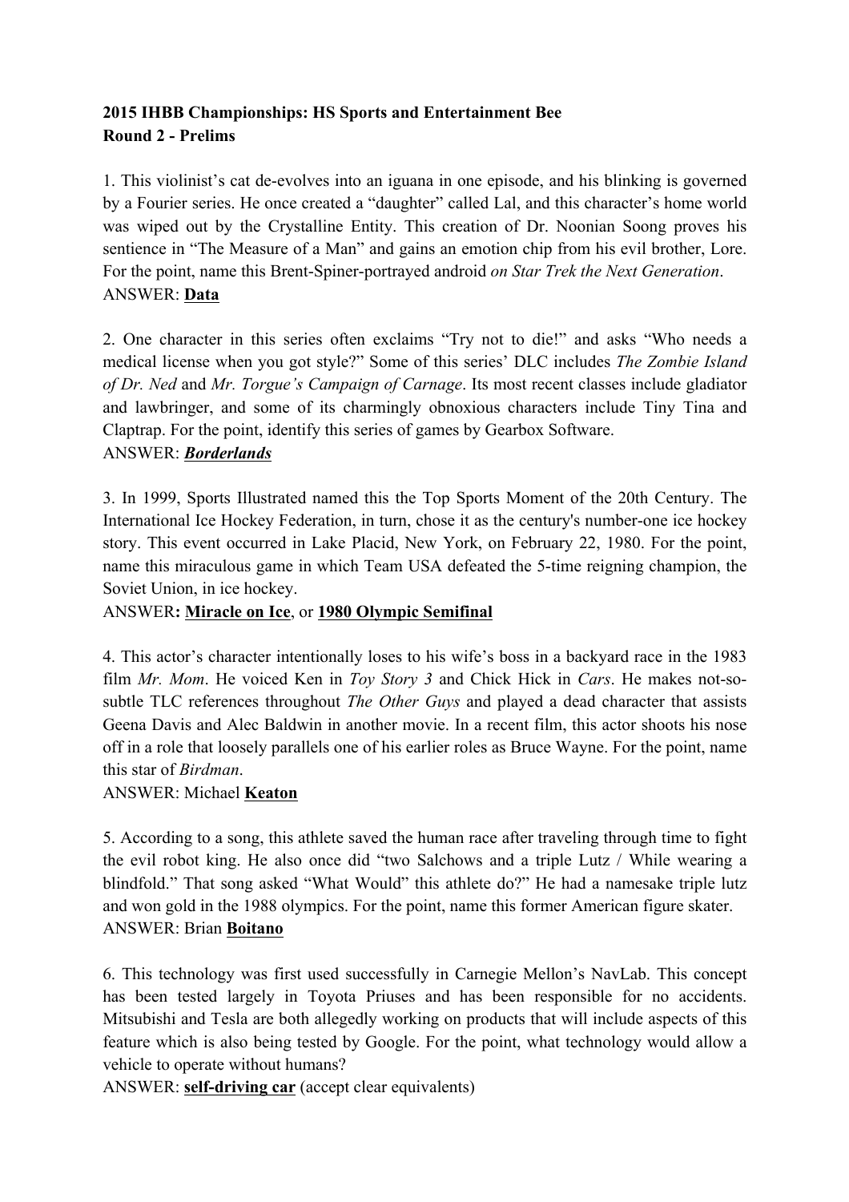**2015 IHBB Championships: HS Sports and Entertainment Bee**
**Round 2 - Prelims**

1. This violinist's cat de-evolves into an iguana in one episode, and his blinking is governed by a Fourier series. He once created a "daughter" called Lal, and this character's home world was wiped out by the Crystalline Entity. This creation of Dr. Noonian Soong proves his sentience in "The Measure of a Man" and gains an emotion chip from his evil brother, Lore. For the point, name this Brent-Spiner-portrayed android *on Star Trek the Next Generation*.
ANSWER: **Data**

2. One character in this series often exclaims "Try not to die!" and asks "Who needs a medical license when you got style?" Some of this series' DLC includes *The Zombie Island of Dr. Ned* and *Mr. Torgue's Campaign of Carnage*. Its most recent classes include gladiator and lawbringer, and some of its charmingly obnoxious characters include Tiny Tina and Claptrap. For the point, identify this series of games by Gearbox Software.
ANSWER: ***Borderlands***

3. In 1999, Sports Illustrated named this the Top Sports Moment of the 20th Century. The International Ice Hockey Federation, in turn, chose it as the century's number-one ice hockey story. This event occurred in Lake Placid, New York, on February 22, 1980. For the point, name this miraculous game in which Team USA defeated the 5-time reigning champion, the Soviet Union, in ice hockey.
ANSWER**: Miracle on Ice**, or **1980 Olympic Semifinal**

4. This actor's character intentionally loses to his wife's boss in a backyard race in the 1983 film *Mr. Mom*. He voiced Ken in *Toy Story 3* and Chick Hick in *Cars*. He makes not-so-subtle TLC references throughout *The Other Guys* and played a dead character that assists Geena Davis and Alec Baldwin in another movie. In a recent film, this actor shoots his nose off in a role that loosely parallels one of his earlier roles as Bruce Wayne. For the point, name this star of *Birdman*.
ANSWER: Michael **Keaton**

5. According to a song, this athlete saved the human race after traveling through time to fight the evil robot king. He also once did "two Salchows and a triple Lutz / While wearing a blindfold." That song asked "What Would" this athlete do?" He had a namesake triple lutz and won gold in the 1988 olympics. For the point, name this former American figure skater.
ANSWER: Brian **Boitano**

6. This technology was first used successfully in Carnegie Mellon's NavLab. This concept has been tested largely in Toyota Priuses and has been responsible for no accidents. Mitsubishi and Tesla are both allegedly working on products that will include aspects of this feature which is also being tested by Google. For the point, what technology would allow a vehicle to operate without humans?
ANSWER: **self-driving car** (accept clear equivalents)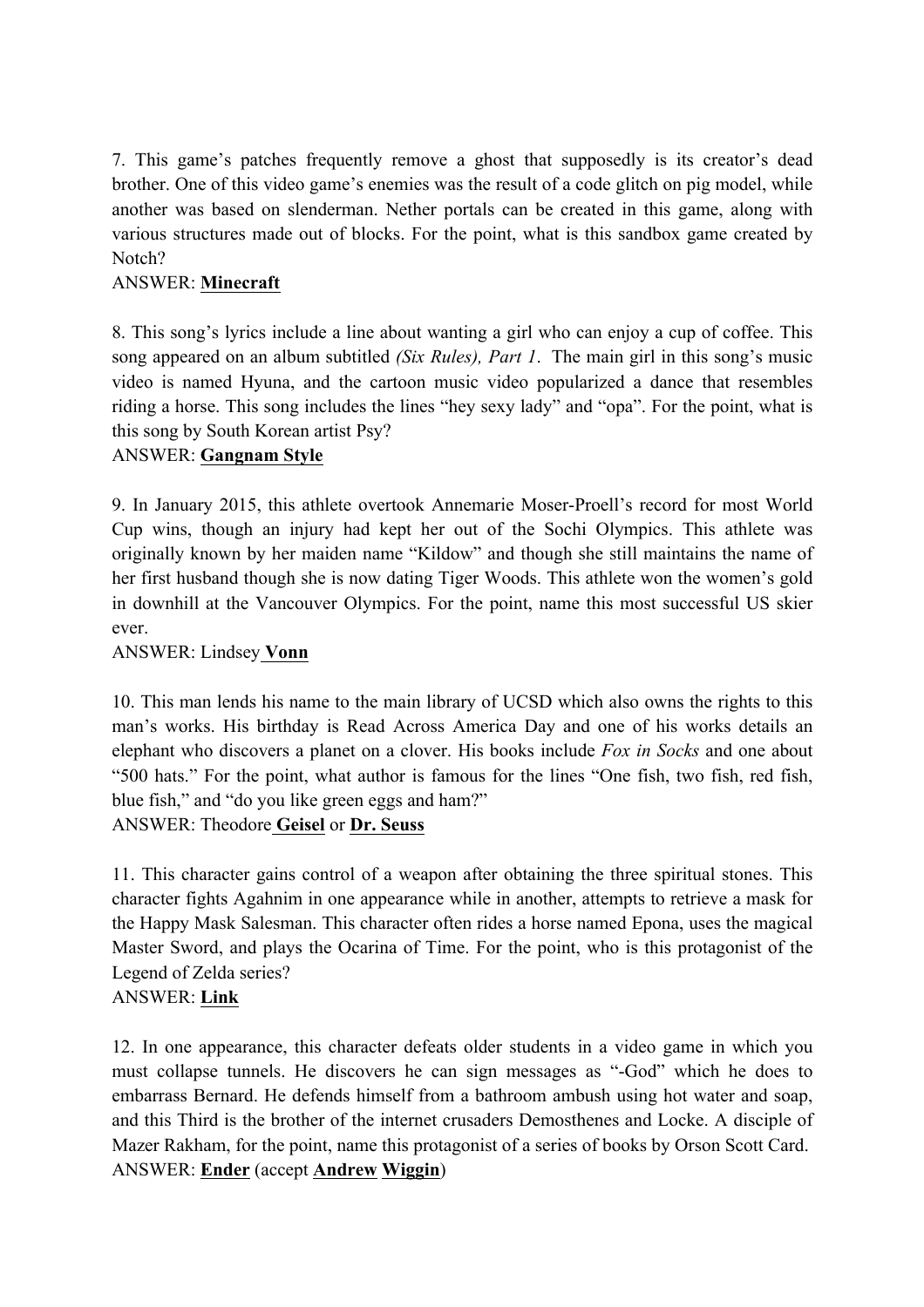7. This game's patches frequently remove a ghost that supposedly is its creator's dead brother. One of this video game's enemies was the result of a code glitch on pig model, while another was based on slenderman. Nether portals can be created in this game, along with various structures made out of blocks. For the point, what is this sandbox game created by Notch?
ANSWER: **Minecraft**

8. This song's lyrics include a line about wanting a girl who can enjoy a cup of coffee. This song appeared on an album subtitled *(Six Rules), Part 1*. The main girl in this song's music video is named Hyuna, and the cartoon music video popularized a dance that resembles riding a horse. This song includes the lines "hey sexy lady" and "opa". For the point, what is this song by South Korean artist Psy?
ANSWER: **Gangnam Style**

9. In January 2015, this athlete overtook Annemarie Moser-Proell's record for most World Cup wins, though an injury had kept her out of the Sochi Olympics. This athlete was originally known by her maiden name "Kildow" and though she still maintains the name of her first husband though she is now dating Tiger Woods. This athlete won the women's gold in downhill at the Vancouver Olympics. For the point, name this most successful US skier ever.
ANSWER: Lindsey **Vonn**

10. This man lends his name to the main library of UCSD which also owns the rights to this man's works. His birthday is Read Across America Day and one of his works details an elephant who discovers a planet on a clover. His books include *Fox in Socks* and one about "500 hats." For the point, what author is famous for the lines "One fish, two fish, red fish, blue fish," and "do you like green eggs and ham?"
ANSWER: Theodore **Geisel** or **Dr. Seuss**

11. This character gains control of a weapon after obtaining the three spiritual stones. This character fights Agahnim in one appearance while in another, attempts to retrieve a mask for the Happy Mask Salesman. This character often rides a horse named Epona, uses the magical Master Sword, and plays the Ocarina of Time. For the point, who is this protagonist of the Legend of Zelda series?
ANSWER: **Link**

12. In one appearance, this character defeats older students in a video game in which you must collapse tunnels. He discovers he can sign messages as "-God" which he does to embarrass Bernard. He defends himself from a bathroom ambush using hot water and soap, and this Third is the brother of the internet crusaders Demosthenes and Locke. A disciple of Mazer Rakham, for the point, name this protagonist of a series of books by Orson Scott Card.
ANSWER: **Ender** (accept **Andrew** **Wiggin**)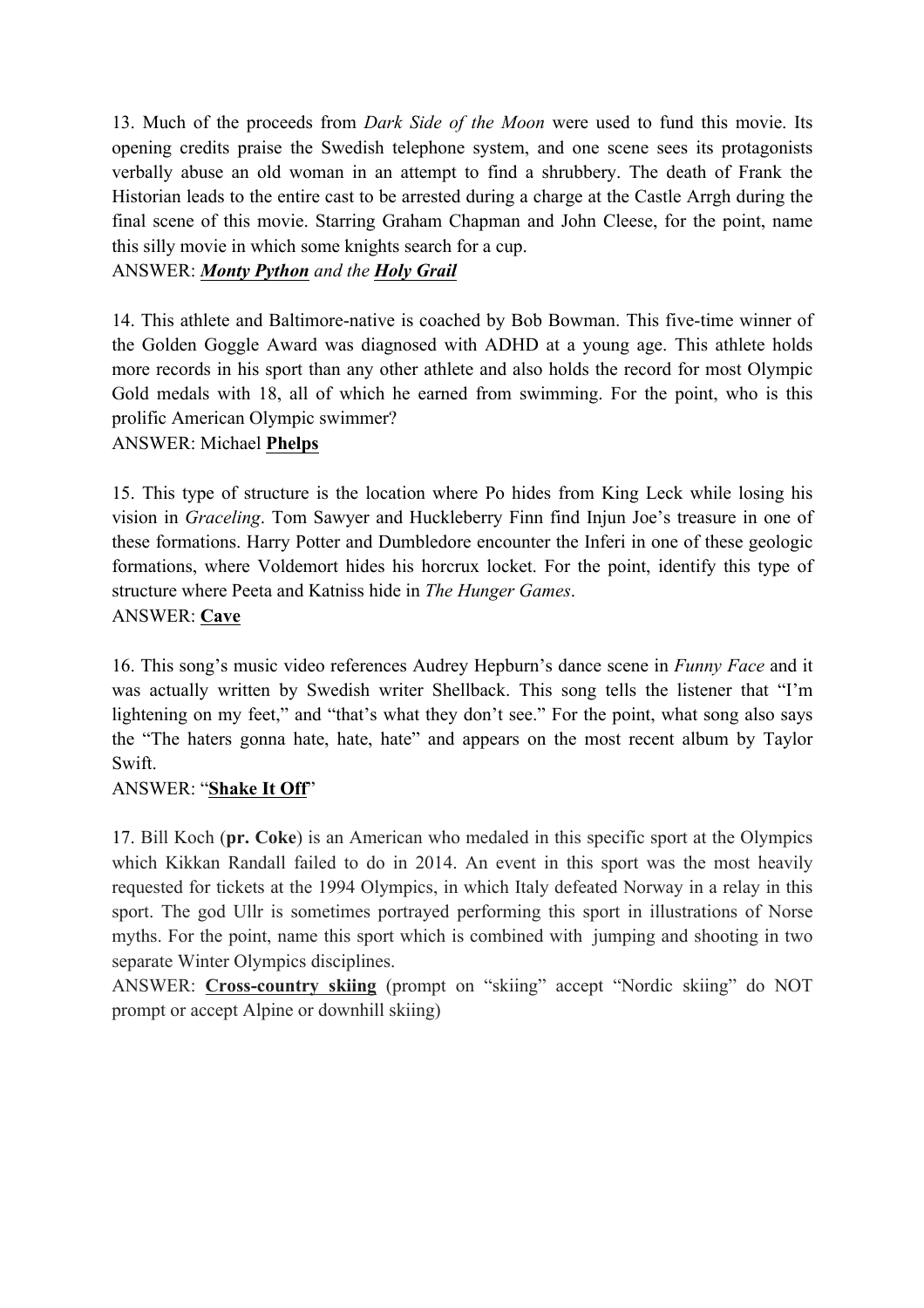13. Much of the proceeds from *Dark Side of the Moon* were used to fund this movie. Its opening credits praise the Swedish telephone system, and one scene sees its protagonists verbally abuse an old woman in an attempt to find a shrubbery. The death of Frank the Historian leads to the entire cast to be arrested during a charge at the Castle Arrgh during the final scene of this movie. Starring Graham Chapman and John Cleese, for the point, name this silly movie in which some knights search for a cup.

ANSWER: ***<u>Monty Python</u>*** *and the* ***<u>Holy Grail</u>***

14. This athlete and Baltimore-native is coached by Bob Bowman. This five-time winner of the Golden Goggle Award was diagnosed with ADHD at a young age. This athlete holds more records in his sport than any other athlete and also holds the record for most Olympic Gold medals with 18, all of which he earned from swimming. For the point, who is this prolific American Olympic swimmer?

ANSWER: Michael **<u>Phelps</u>**

15. This type of structure is the location where Po hides from King Leck while losing his vision in *Graceling*. Tom Sawyer and Huckleberry Finn find Injun Joe's treasure in one of these formations. Harry Potter and Dumbledore encounter the Inferi in one of these geologic formations, where Voldemort hides his horcrux locket. For the point, identify this type of structure where Peeta and Katniss hide in *The Hunger Games*.

ANSWER: **<u>Cave</u>**

16. This song's music video references Audrey Hepburn's dance scene in *Funny Face* and it was actually written by Swedish writer Shellback. This song tells the listener that "I'm lightening on my feet," and "that's what they don't see." For the point, what song also says the "The haters gonna hate, hate, hate" and appears on the most recent album by Taylor Swift.

ANSWER: "**<u>Shake It Off</u>**"

17. Bill Koch (**pr. Coke**) is an American who medaled in this specific sport at the Olympics which Kikkan Randall failed to do in 2014. An event in this sport was the most heavily requested for tickets at the 1994 Olympics, in which Italy defeated Norway in a relay in this sport. The god Ullr is sometimes portrayed performing this sport in illustrations of Norse myths. For the point, name this sport which is combined with jumping and shooting in two separate Winter Olympics disciplines.

ANSWER: **<u>Cross-country skiing</u>** (prompt on "skiing" accept "Nordic skiing" do NOT prompt or accept Alpine or downhill skiing)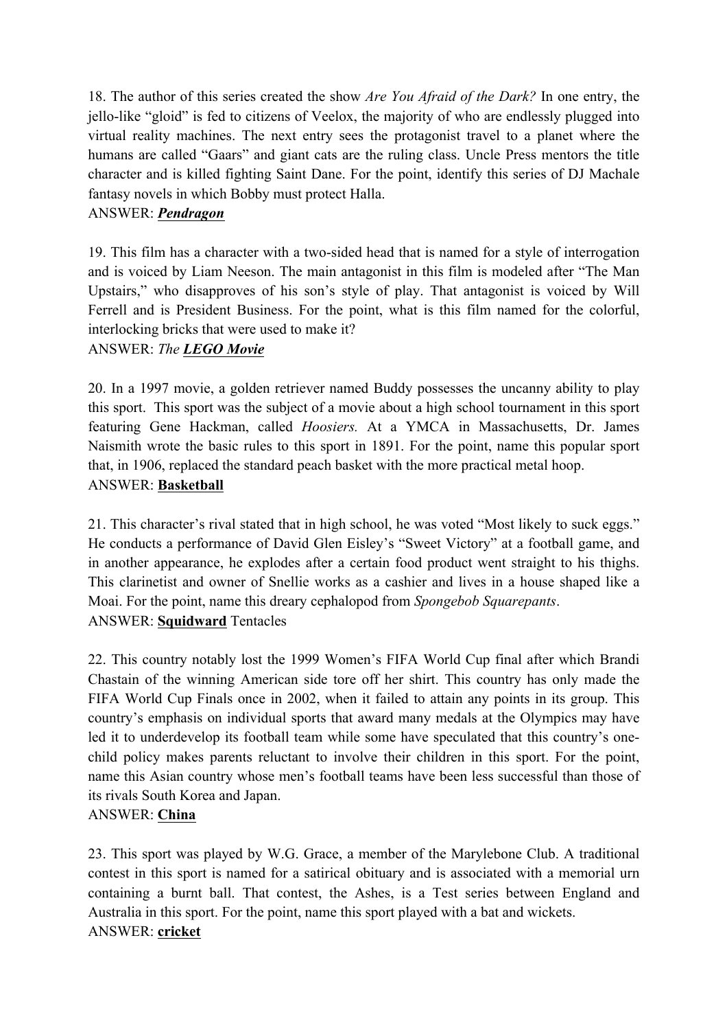18. The author of this series created the show *Are You Afraid of the Dark?* In one entry, the jello-like "gloid" is fed to citizens of Veelox, the majority of who are endlessly plugged into virtual reality machines. The next entry sees the protagonist travel to a planet where the humans are called "Gaars" and giant cats are the ruling class. Uncle Press mentors the title character and is killed fighting Saint Dane. For the point, identify this series of DJ Machale fantasy novels in which Bobby must protect Halla.

ANSWER: ***Pendragon***

19. This film has a character with a two-sided head that is named for a style of interrogation and is voiced by Liam Neeson. The main antagonist in this film is modeled after "The Man Upstairs," who disapproves of his son's style of play. That antagonist is voiced by Will Ferrell and is President Business. For the point, what is this film named for the colorful, interlocking bricks that were used to make it?

ANSWER: *The* ***LEGO Movie***

20. In a 1997 movie, a golden retriever named Buddy possesses the uncanny ability to play this sport. This sport was the subject of a movie about a high school tournament in this sport featuring Gene Hackman, called *Hoosiers.* At a YMCA in Massachusetts, Dr. James Naismith wrote the basic rules to this sport in 1891. For the point, name this popular sport that, in 1906, replaced the standard peach basket with the more practical metal hoop.

ANSWER: **Basketball**

21. This character's rival stated that in high school, he was voted "Most likely to suck eggs." He conducts a performance of David Glen Eisley's "Sweet Victory" at a football game, and in another appearance, he explodes after a certain food product went straight to his thighs. This clarinetist and owner of Snellie works as a cashier and lives in a house shaped like a Moai. For the point, name this dreary cephalopod from *Spongebob Squarepants*.

ANSWER: **Squidward** Tentacles

22. This country notably lost the 1999 Women's FIFA World Cup final after which Brandi Chastain of the winning American side tore off her shirt. This country has only made the FIFA World Cup Finals once in 2002, when it failed to attain any points in its group. This country's emphasis on individual sports that award many medals at the Olympics may have led it to underdevelop its football team while some have speculated that this country's one-child policy makes parents reluctant to involve their children in this sport. For the point, name this Asian country whose men's football teams have been less successful than those of its rivals South Korea and Japan.

ANSWER: **China**

23. This sport was played by W.G. Grace, a member of the Marylebone Club. A traditional contest in this sport is named for a satirical obituary and is associated with a memorial urn containing a burnt ball. That contest, the Ashes, is a Test series between England and Australia in this sport. For the point, name this sport played with a bat and wickets.

ANSWER: **cricket**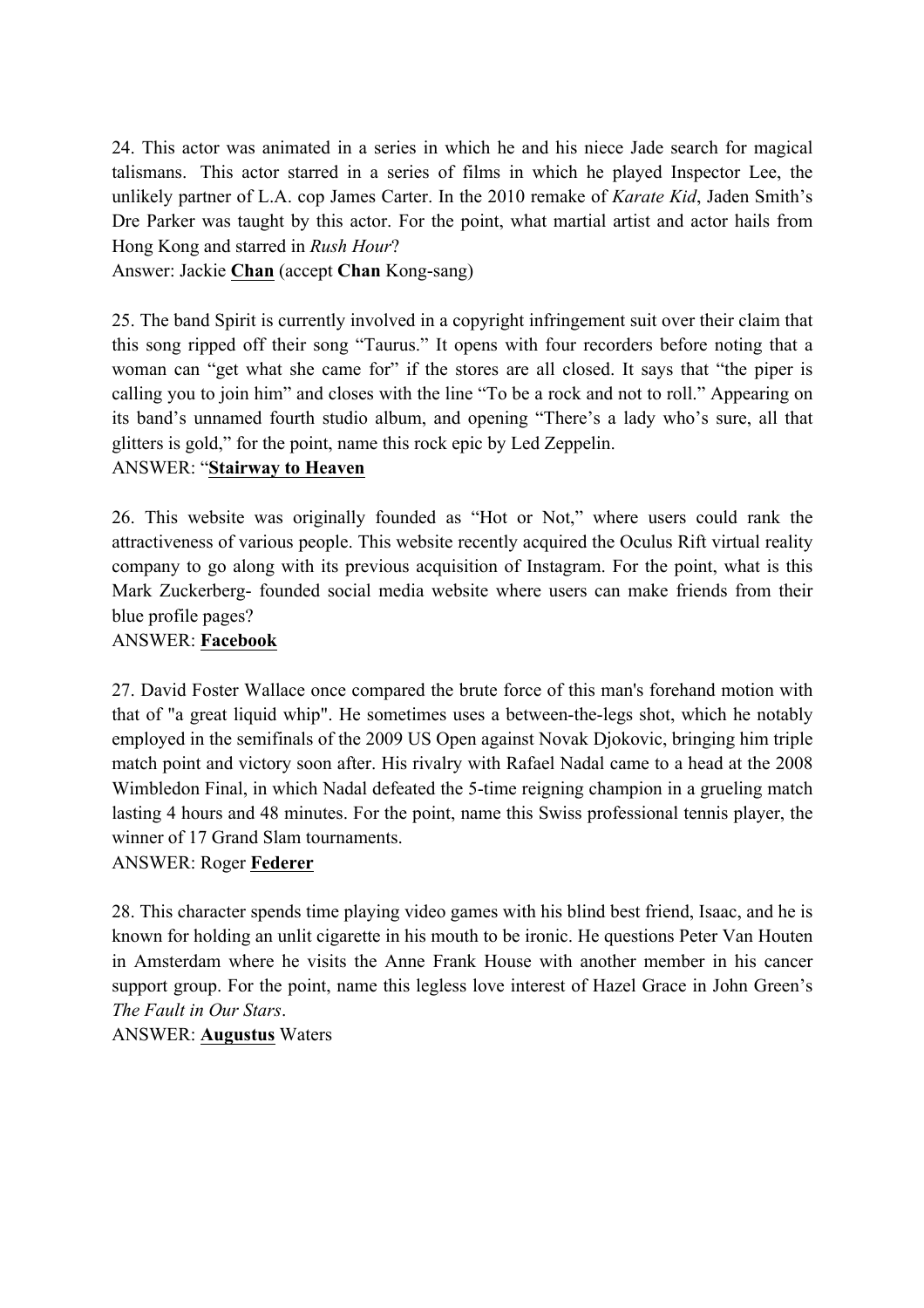24. This actor was animated in a series in which he and his niece Jade search for magical talismans. This actor starred in a series of films in which he played Inspector Lee, the unlikely partner of L.A. cop James Carter. In the 2010 remake of *Karate Kid*, Jaden Smith's Dre Parker was taught by this actor. For the point, what martial artist and actor hails from Hong Kong and starred in *Rush Hour*?

Answer: Jackie **Chan** (accept **Chan** Kong-sang)

25. The band Spirit is currently involved in a copyright infringement suit over their claim that this song ripped off their song "Taurus." It opens with four recorders before noting that a woman can "get what she came for" if the stores are all closed. It says that "the piper is calling you to join him" and closes with the line "To be a rock and not to roll." Appearing on its band's unnamed fourth studio album, and opening "There's a lady who's sure, all that glitters is gold," for the point, name this rock epic by Led Zeppelin.

ANSWER: "**Stairway to Heaven**

26. This website was originally founded as "Hot or Not," where users could rank the attractiveness of various people. This website recently acquired the Oculus Rift virtual reality company to go along with its previous acquisition of Instagram. For the point, what is this Mark Zuckerberg- founded social media website where users can make friends from their blue profile pages?

ANSWER: **Facebook**

27. David Foster Wallace once compared the brute force of this man's forehand motion with that of "a great liquid whip". He sometimes uses a between-the-legs shot, which he notably employed in the semifinals of the 2009 US Open against Novak Djokovic, bringing him triple match point and victory soon after. His rivalry with Rafael Nadal came to a head at the 2008 Wimbledon Final, in which Nadal defeated the 5-time reigning champion in a grueling match lasting 4 hours and 48 minutes. For the point, name this Swiss professional tennis player, the winner of 17 Grand Slam tournaments.

ANSWER: Roger **Federer**

28. This character spends time playing video games with his blind best friend, Isaac, and he is known for holding an unlit cigarette in his mouth to be ironic. He questions Peter Van Houten in Amsterdam where he visits the Anne Frank House with another member in his cancer support group. For the point, name this legless love interest of Hazel Grace in John Green's *The Fault in Our Stars*.

ANSWER: **Augustus** Waters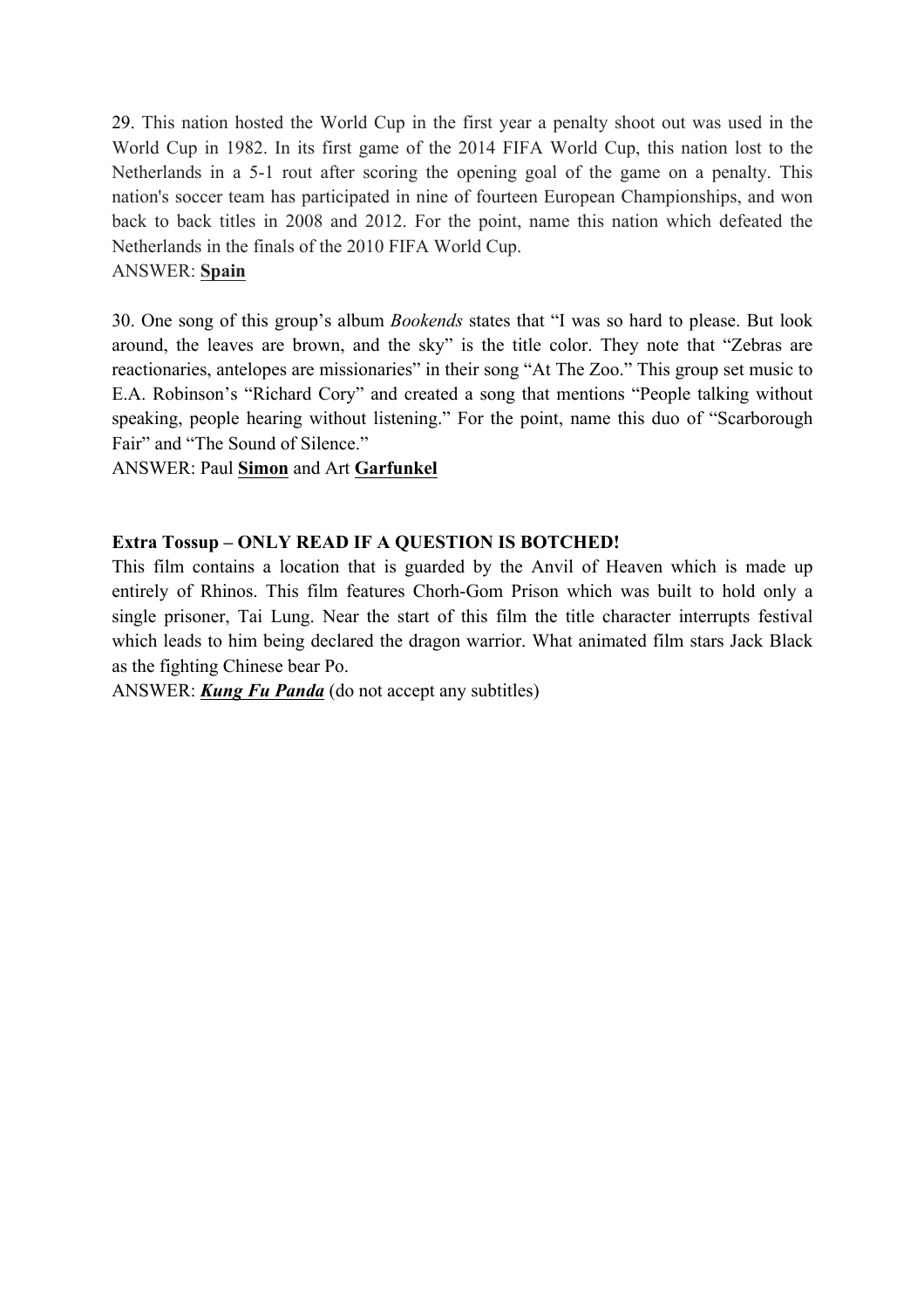29. This nation hosted the World Cup in the first year a penalty shoot out was used in the World Cup in 1982. In its first game of the 2014 FIFA World Cup, this nation lost to the Netherlands in a 5-1 rout after scoring the opening goal of the game on a penalty. This nation's soccer team has participated in nine of fourteen European Championships, and won back to back titles in 2008 and 2012. For the point, name this nation which defeated the Netherlands in the finals of the 2010 FIFA World Cup.

ANSWER: **Spain**

30. One song of this group's album *Bookends* states that "I was so hard to please. But look around, the leaves are brown, and the sky" is the title color. They note that "Zebras are reactionaries, antelopes are missionaries" in their song "At The Zoo." This group set music to E.A. Robinson's "Richard Cory" and created a song that mentions "People talking without speaking, people hearing without listening." For the point, name this duo of "Scarborough Fair" and "The Sound of Silence."

ANSWER: Paul **Simon** and Art **Garfunkel**

**Extra Tossup – ONLY READ IF A QUESTION IS BOTCHED!**

This film contains a location that is guarded by the Anvil of Heaven which is made up entirely of Rhinos. This film features Chorh-Gom Prison which was built to hold only a single prisoner, Tai Lung. Near the start of this film the title character interrupts festival which leads to him being declared the dragon warrior. What animated film stars Jack Black as the fighting Chinese bear Po.

ANSWER: ***Kung Fu Panda*** (do not accept any subtitles)